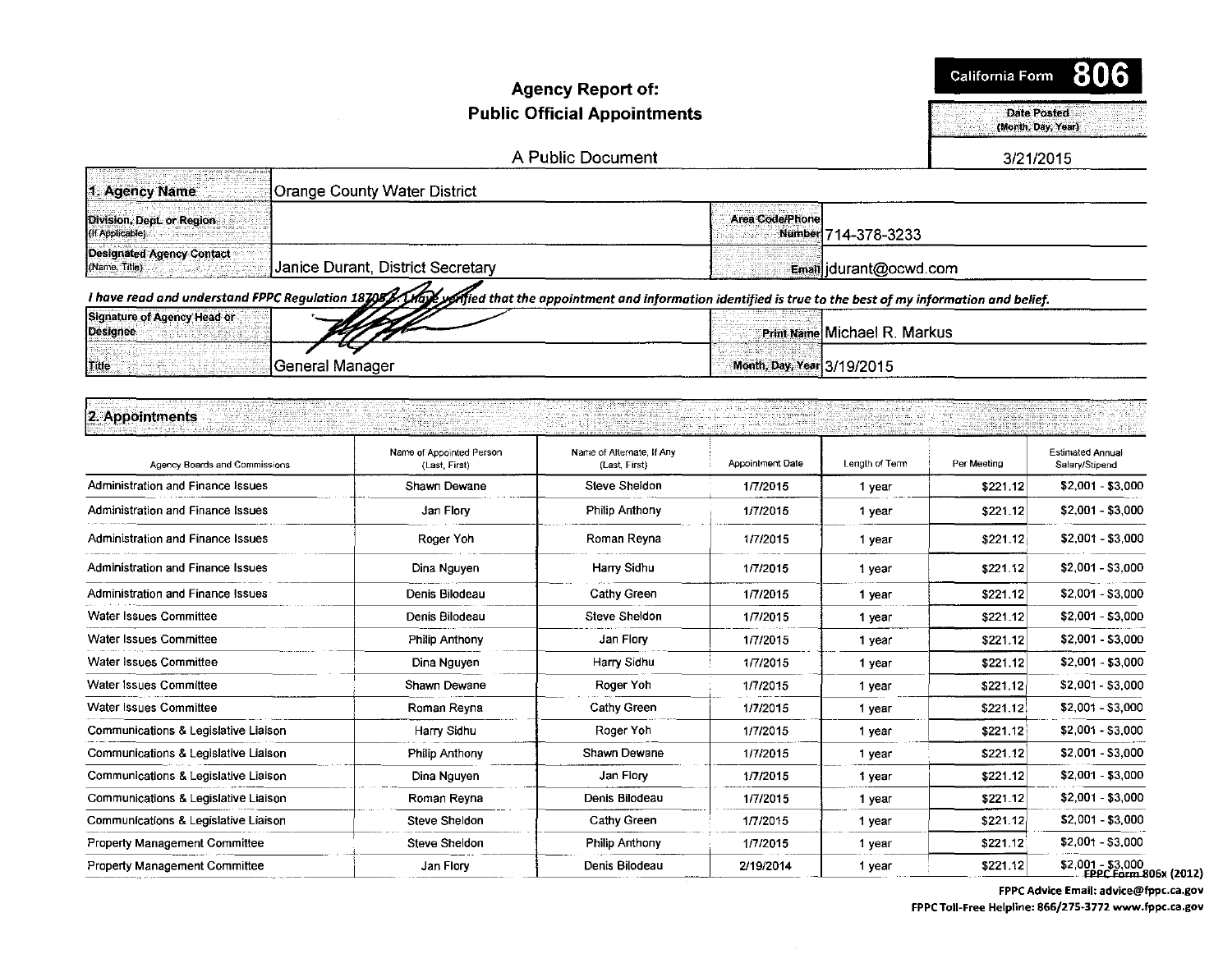California Form **806**

# Agency Report of: Public Official Appointments

A Public Document

Date Posted (Month, Day, Year): 3/21/2015

| | | | |
|---|---|---|---|
| **1. Agency Name** | Orange County Water District | | |
| Division, Dept. or Region (If Applicable) | | Area Code/Phone Number | 714-378-3233 |
| Designated Agency Contact (Name, Title) | Janice Durant, District Secretary | Email | jdurant@ocwd.com |

*I have read and understand FPPC Regulation 18705.5. I have verified that the appointment and information identified is true to the best of my information and belief.*

| | | | |
|---|---|---|---|
| Signature of Agency Head or Designee | | Print Name | Michael R. Markus |
| Title | General Manager | Month, Day, Year | 3/19/2015 |

## 2. Appointments

| Agency Boards and Commissions | Name of Appointed Person (Last, First) | Name of Alternate, If Any (Last, First) | Appointment Date | Length of Term | Per Meeting | Estimated Annual Salary/Stipend |
|---|---|---|---|---|---|---|
| Administration and Finance Issues | Shawn Dewane | Steve Sheldon | 1/7/2015 | 1 year | $221.12 | $2,001 - $3,000 |
| Administration and Finance Issues | Jan Flory | Philip Anthony | 1/7/2015 | 1 year | $221.12 | $2,001 - $3,000 |
| Administration and Finance Issues | Roger Yoh | Roman Reyna | 1/7/2015 | 1 year | $221.12 | $2,001 - $3,000 |
| Administration and Finance Issues | Dina Nguyen | Harry Sidhu | 1/7/2015 | 1 year | $221.12 | $2,001 - $3,000 |
| Administration and Finance Issues | Denis Bilodeau | Cathy Green | 1/7/2015 | 1 year | $221.12 | $2,001 - $3,000 |
| Water Issues Committee | Denis Bilodeau | Steve Sheldon | 1/7/2015 | 1 year | $221.12 | $2,001 - $3,000 |
| Water Issues Committee | Philip Anthony | Jan Flory | 1/7/2015 | 1 year | $221.12 | $2,001 - $3,000 |
| Water Issues Committee | Dina Nguyen | Harry Sidhu | 1/7/2015 | 1 year | $221.12 | $2,001 - $3,000 |
| Water Issues Committee | Shawn Dewane | Roger Yoh | 1/7/2015 | 1 year | $221.12 | $2,001 - $3,000 |
| Water Issues Committee | Roman Reyna | Cathy Green | 1/7/2015 | 1 year | $221.12 | $2,001 - $3,000 |
| Communications & Legislative Liaison | Harry Sidhu | Roger Yoh | 1/7/2015 | 1 year | $221.12 | $2,001 - $3,000 |
| Communications & Legislative Liaison | Philip Anthony | Shawn Dewane | 1/7/2015 | 1 year | $221.12 | $2,001 - $3,000 |
| Communications & Legislative Liaison | Dina Nguyen | Jan Flory | 1/7/2015 | 1 year | $221.12 | $2,001 - $3,000 |
| Communications & Legislative Liaison | Roman Reyna | Denis Bilodeau | 1/7/2015 | 1 year | $221.12 | $2,001 - $3,000 |
| Communications & Legislative Liaison | Steve Sheldon | Cathy Green | 1/7/2015 | 1 year | $221.12 | $2,001 - $3,000 |
| Property Management Committee | Steve Sheldon | Philip Anthony | 1/7/2015 | 1 year | $221.12 | $2,001 - $3,000 |
| Property Management Committee | Jan Flory | Denis Bilodeau | 2/19/2014 | 1 year | $221.12 | $2,001 - $3,000 |

FPPC Form 806x (2012)

FPPC Advice Email: advice@fppc.ca.gov
FPPC Toll-Free Helpline: 866/275-3772 www.fppc.ca.gov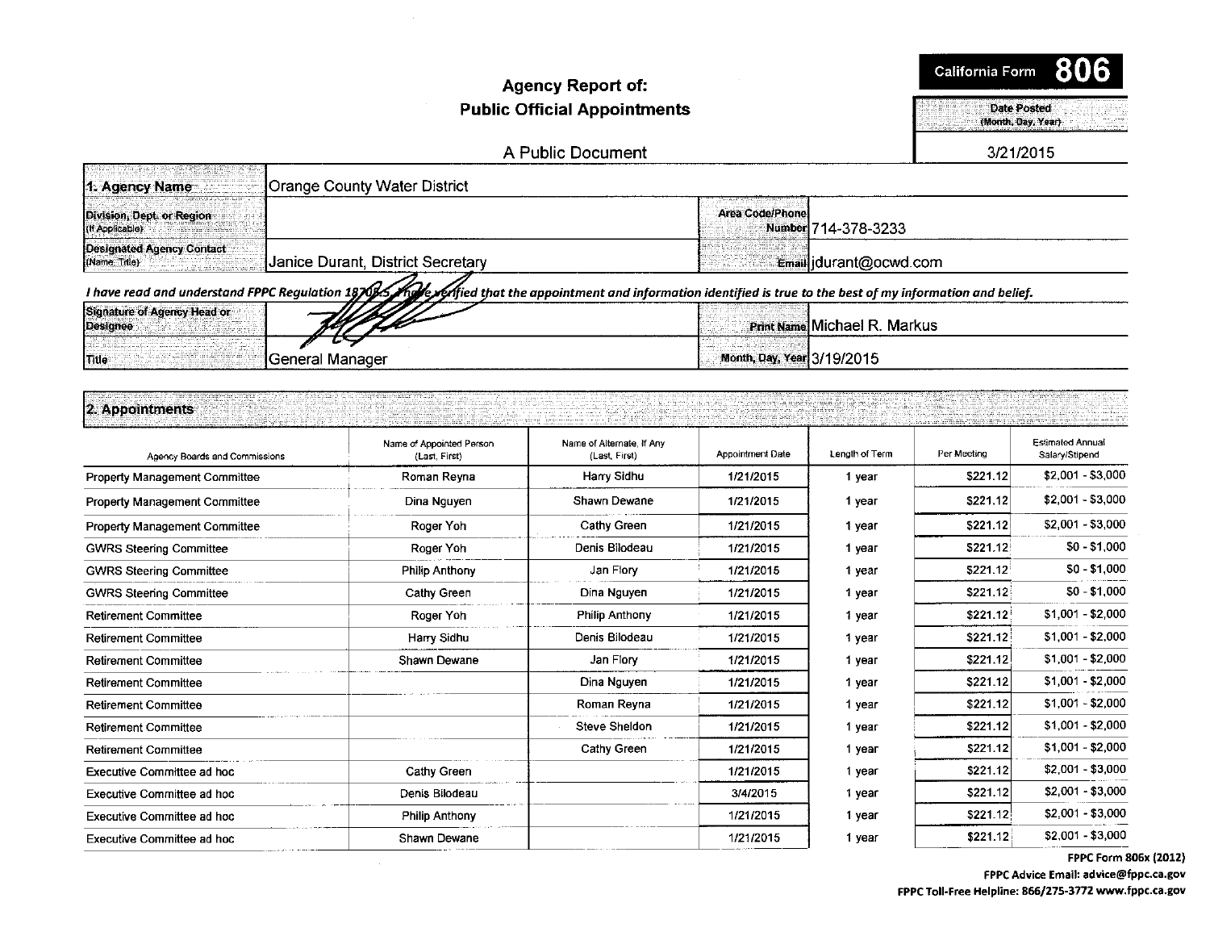# Agency Report of: Public Official Appointments

**California Form 806**

A Public Document

| Date Posted (Month, Day, Year) |
|---|
| 3/21/2015 |

| | | | |
|---|---|---|---|
| **1. Agency Name** | Orange County Water District | | |
| Division, Dept. or Region (If Applicable) | | Area Code/Phone Number | 714-378-3233 |
| Designated Agency Contact (Name, Title) | Janice Durant, District Secretary | Email | jdurant@ocwd.com |

*I have read and understand FPPC Regulation 18705.5. I have verified that the appointment and information identified is true to the best of my information and belief.*

| | | | |
|---|---|---|---|
| Signature of Agency Head or Designee | | Print Name | Michael R. Markus |
| Title | General Manager | Month, Day, Year | 3/19/2015 |

## 2. Appointments

| Agency Boards and Commissions | Name of Appointed Person (Last, First) | Name of Alternate, If Any (Last, First) | Appointment Date | Length of Term | Per Meeting | Estimated Annual Salary/Stipend |
|---|---|---|---|---|---|---|
| Property Management Committee | Roman Reyna | Harry Sidhu | 1/21/2015 | 1 year | $221.12 | $2,001 - $3,000 |
| Property Management Committee | Dina Nguyen | Shawn Dewane | 1/21/2015 | 1 year | $221.12 | $2,001 - $3,000 |
| Property Management Committee | Roger Yoh | Cathy Green | 1/21/2015 | 1 year | $221.12 | $2,001 - $3,000 |
| GWRS Steering Committee | Roger Yoh | Denis Bilodeau | 1/21/2015 | 1 year | $221.12 | $0 - $1,000 |
| GWRS Steering Committee | Philip Anthony | Jan Flory | 1/21/2015 | 1 year | $221.12 | $0 - $1,000 |
| GWRS Steering Committee | Cathy Green | Dina Nguyen | 1/21/2015 | 1 year | $221.12 | $0 - $1,000 |
| Retirement Committee | Roger Yoh | Philip Anthony | 1/21/2015 | 1 year | $221.12 | $1,001 - $2,000 |
| Retirement Committee | Harry Sidhu | Denis Bilodeau | 1/21/2015 | 1 year | $221.12 | $1,001 - $2,000 |
| Retirement Committee | Shawn Dewane | Jan Flory | 1/21/2015 | 1 year | $221.12 | $1,001 - $2,000 |
| Retirement Committee | | Dina Nguyen | 1/21/2015 | 1 year | $221.12 | $1,001 - $2,000 |
| Retirement Committee | | Roman Reyna | 1/21/2015 | 1 year | $221.12 | $1,001 - $2,000 |
| Retirement Committee | | Steve Sheldon | 1/21/2015 | 1 year | $221.12 | $1,001 - $2,000 |
| Retirement Committee | | Cathy Green | 1/21/2015 | 1 year | $221.12 | $1,001 - $2,000 |
| Executive Committee ad hoc | Cathy Green | | 1/21/2015 | 1 year | $221.12 | $2,001 - $3,000 |
| Executive Committee ad hoc | Denis Bilodeau | | 3/4/2015 | 1 year | $221.12 | $2,001 - $3,000 |
| Executive Committee ad hoc | Philip Anthony | | 1/21/2015 | 1 year | $221.12 | $2,001 - $3,000 |
| Executive Committee ad hoc | Shawn Dewane | | 1/21/2015 | 1 year | $221.12 | $2,001 - $3,000 |

FPPC Form 806x (2012)
FPPC Advice Email: advice@fppc.ca.gov
FPPC Toll-Free Helpline: 866/275-3772 www.fppc.ca.gov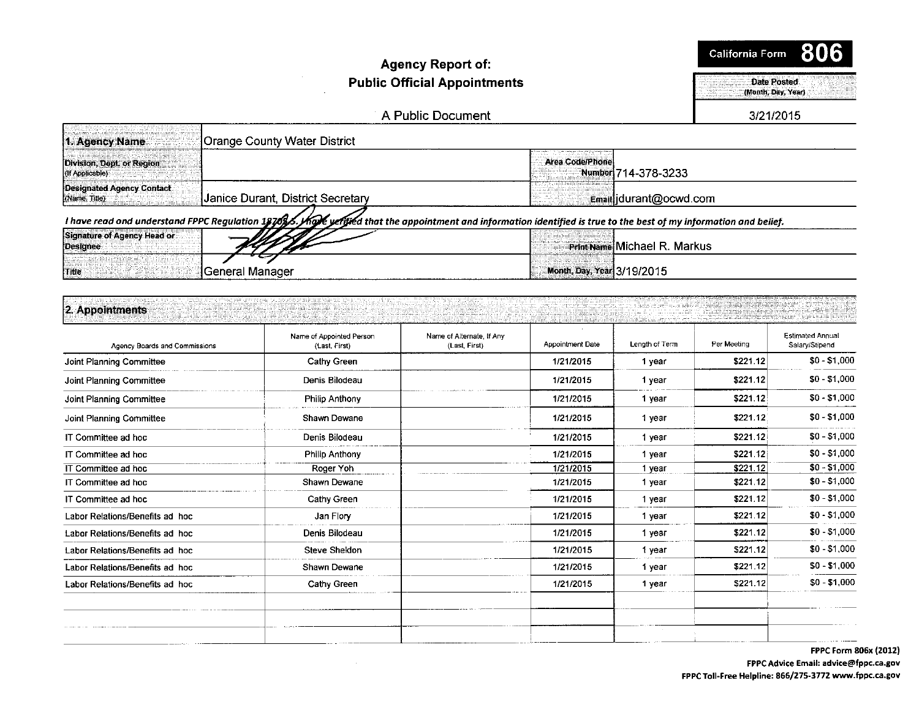# Agency Report of: Public Official Appointments

**California Form 806**

A Public Document

| Date Posted (Month, Day, Year) |
|---|
| 3/21/2015 |

| | | | |
|---|---|---|---|
| **1. Agency Name** | Orange County Water District | | |
| **Division, Dept. or Region** (If Applicable) | | **Area Code/Phone Number** | 714-378-3233 |
| **Designated Agency Contact** (Name, Title) | Janice Durant, District Secretary | **Email** | jdurant@ocwd.com |

*I have read and understand FPPC Regulation 18705.5. I have verified that the appointment and information identified is true to the best of my information and belief.*

| | | | |
|---|---|---|---|
| **Signature of Agency Head or Designee** | | **Print Name** | Michael R. Markus |
| **Title** | General Manager | **Month, Day, Year** | 3/19/2015 |

## 2. Appointments

| Agency Boards and Commissions | Name of Appointed Person (Last, First) | Name of Alternate, If Any (Last, First) | Appointment Date | Length of Term | Per Meeting | Estimated Annual Salary/Stipend |
|---|---|---|---|---|---|---|
| Joint Planning Committee | Cathy Green | | 1/21/2015 | 1 year | $221.12 | $0 - $1,000 |
| Joint Planning Committee | Denis Bilodeau | | 1/21/2015 | 1 year | $221.12 | $0 - $1,000 |
| Joint Planning Committee | Philip Anthony | | 1/21/2015 | 1 year | $221.12 | $0 - $1,000 |
| Joint Planning Committee | Shawn Dewane | | 1/21/2015 | 1 year | $221.12 | $0 - $1,000 |
| IT Committee ad hoc | Denis Bilodeau | | 1/21/2015 | 1 year | $221.12 | $0 - $1,000 |
| IT Committee ad hoc | Philip Anthony | | 1/21/2015 | 1 year | $221.12 | $0 - $1,000 |
| IT Committee ad hoc | Roger Yoh | | 1/21/2015 | 1 year | $221.12 | $0 - $1,000 |
| IT Committee ad hoc | Shawn Dewane | | 1/21/2015 | 1 year | $221.12 | $0 - $1,000 |
| IT Committee ad hoc | Cathy Green | | 1/21/2015 | 1 year | $221.12 | $0 - $1,000 |
| Labor Relations/Benefits ad hoc | Jan Flory | | 1/21/2015 | 1 year | $221.12 | $0 - $1,000 |
| Labor Relations/Benefits ad hoc | Denis Bilodeau | | 1/21/2015 | 1 year | $221.12 | $0 - $1,000 |
| Labor Relations/Benefits ad hoc | Steve Sheldon | | 1/21/2015 | 1 year | $221.12 | $0 - $1,000 |
| Labor Relations/Benefits ad hoc | Shawn Dewane | | 1/21/2015 | 1 year | $221.12 | $0 - $1,000 |
| Labor Relations/Benefits ad hoc | Cathy Green | | 1/21/2015 | 1 year | $221.12 | $0 - $1,000 |
| | | | | | | |
| | | | | | | |
| | | | | | | |

FPPC Form 806x (2012)
FPPC Advice Email: advice@fppc.ca.gov
FPPC Toll-Free Helpline: 866/275-3772 www.fppc.ca.gov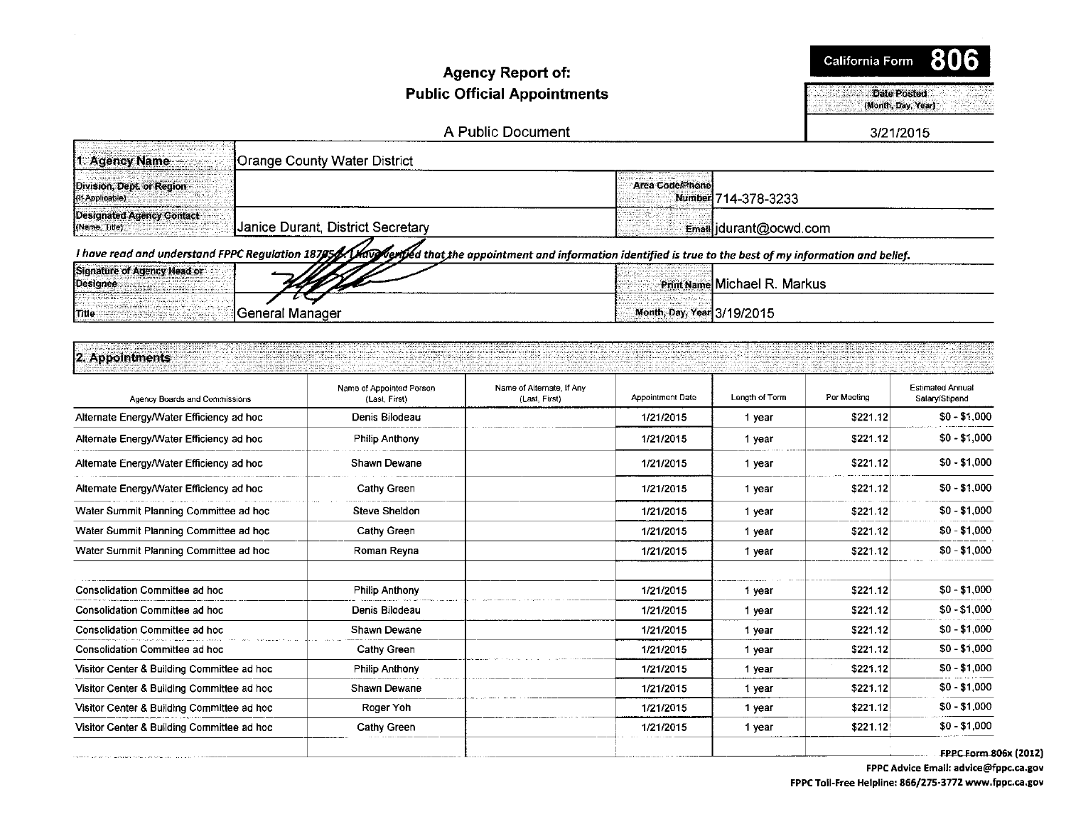# Agency Report of: Public Official Appointments

**California Form 806**

A Public Document

**Date Posted** (Month, Day, Year): 3/21/2015

| | | | |
|---|---|---|---|
| **1. Agency Name** | Orange County Water District | | |
| **Division, Dept. or Region** (If Applicable) | | **Area Code/Phone Number** | 714-378-3233 |
| **Designated Agency Contact** (Name, Title) | Janice Durant, District Secretary | **Email** | jdurant@ocwd.com |

*I have read and understand FPPC Regulation 18705.5. I have verified that the appointment and information identified is true to the best of my information and belief.*

| | | | |
|---|---|---|---|
| **Signature of Agency Head or Designee** | | **Print Name** | Michael R. Markus |
| **Title** | General Manager | **Month, Day, Year** | 3/19/2015 |

## 2. Appointments

| Agency Boards and Commissions | Name of Appointed Person (Last, First) | Name of Alternate, If Any (Last, First) | Appointment Date | Length of Term | Per Meeting | Estimated Annual Salary/Stipend |
|---|---|---|---|---|---|---|
| Alternate Energy/Water Efficiency ad hoc | Denis Bilodeau | | 1/21/2015 | 1 year | $221.12 | $0 - $1,000 |
| Alternate Energy/Water Efficiency ad hoc | Philip Anthony | | 1/21/2015 | 1 year | $221.12 | $0 - $1,000 |
| Alternate Energy/Water Efficiency ad hoc | Shawn Dewane | | 1/21/2015 | 1 year | $221.12 | $0 - $1,000 |
| Alternate Energy/Water Efficiency ad hoc | Cathy Green | | 1/21/2015 | 1 year | $221.12 | $0 - $1,000 |
| Water Summit Planning Committee ad hoc | Steve Sheldon | | 1/21/2015 | 1 year | $221.12 | $0 - $1,000 |
| Water Summit Planning Committee ad hoc | Cathy Green | | 1/21/2015 | 1 year | $221.12 | $0 - $1,000 |
| Water Summit Planning Committee ad hoc | Roman Reyna | | 1/21/2015 | 1 year | $221.12 | $0 - $1,000 |
| | | | | | | |
| Consolidation Committee ad hoc | Philip Anthony | | 1/21/2015 | 1 year | $221.12 | $0 - $1,000 |
| Consolidation Committee ad hoc | Denis Bilodeau | | 1/21/2015 | 1 year | $221.12 | $0 - $1,000 |
| Consolidation Committee ad hoc | Shawn Dewane | | 1/21/2015 | 1 year | $221.12 | $0 - $1,000 |
| Consolidation Committee ad hoc | Cathy Green | | 1/21/2015 | 1 year | $221.12 | $0 - $1,000 |
| Visitor Center & Building Committee ad hoc | Philip Anthony | | 1/21/2015 | 1 year | $221.12 | $0 - $1,000 |
| Visitor Center & Building Committee ad hoc | Shawn Dewane | | 1/21/2015 | 1 year | $221.12 | $0 - $1,000 |
| Visitor Center & Building Committee ad hoc | Roger Yoh | | 1/21/2015 | 1 year | $221.12 | $0 - $1,000 |
| Visitor Center & Building Committee ad hoc | Cathy Green | | 1/21/2015 | 1 year | $221.12 | $0 - $1,000 |
| | | | | | | |

**FPPC Form 806x (2012)**
**FPPC Advice Email: advice@fppc.ca.gov**
**FPPC Toll-Free Helpline: 866/275-3772 www.fppc.ca.gov**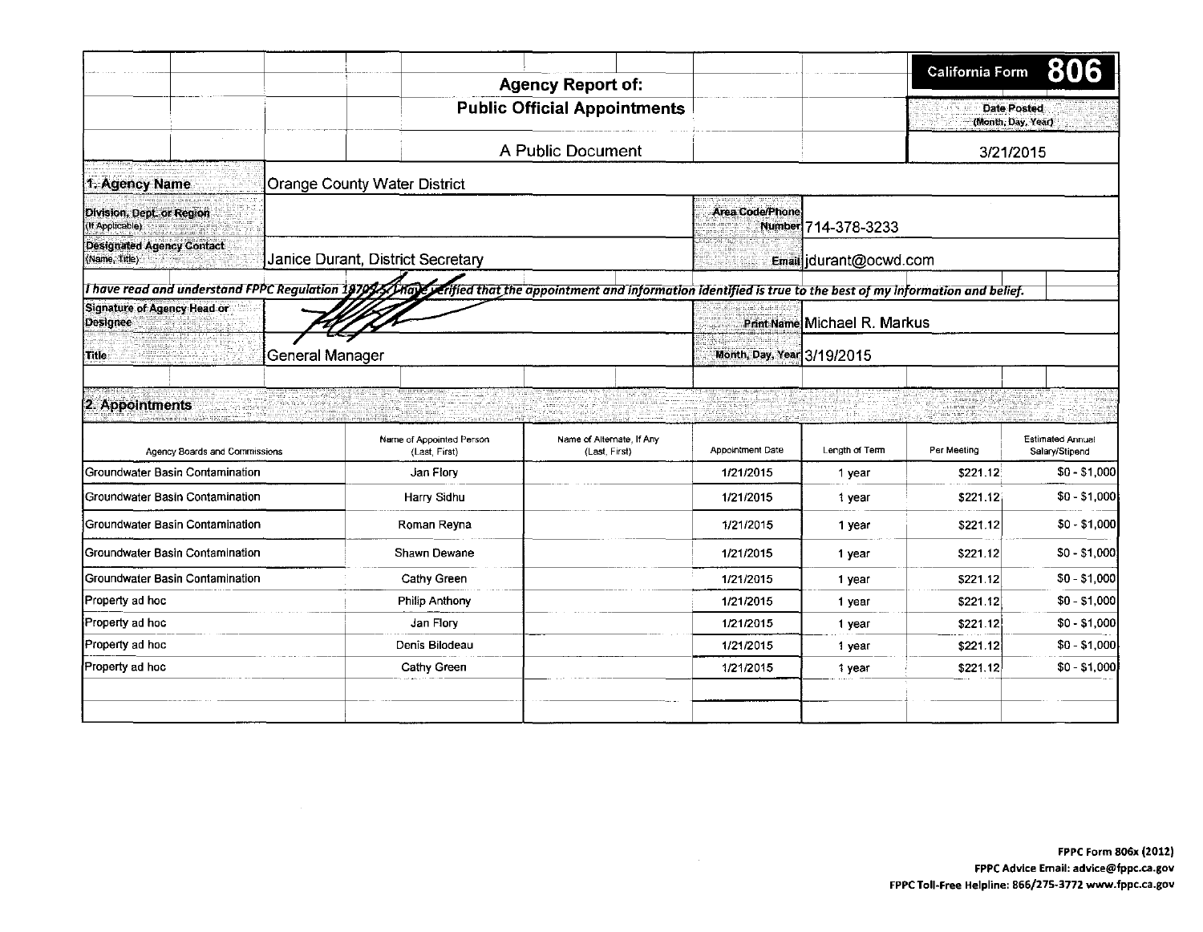# Agency Report of: Public Official Appointments

A Public Document

**California Form 806**

**Date Posted** (Month, Day, Year): 3/21/2015

## 1. Agency Name

| | |
|---|---|
| **1. Agency Name** | Orange County Water District |
| **Division, Dept. or Region** (If Applicable) | |
| **Area Code/Phone Number** | 714-378-3233 |
| **Designated Agency Contact** (Name, Title) | Janice Durant, District Secretary |
| **Email** | jdurant@ocwd.com |

*I have read and understand FPPC Regulation 18702.5. I have verified that the appointment and information identified is true to the best of my information and belief.*

| | |
|---|---|
| **Signature of Agency Head or Designee** | [signature] |
| **Print Name** | Michael R. Markus |
| **Title** | General Manager |
| **Month, Day, Year** | 3/19/2015 |

## 2. Appointments

| Agency Boards and Commissions | Name of Appointed Person (Last, First) | Name of Alternate, If Any (Last, First) | Appointment Date | Length of Term | Per Meeting | Estimated Annual Salary/Stipend |
|---|---|---|---|---|---|---|
| Groundwater Basin Contamination | Jan Flory | | 1/21/2015 | 1 year | $221.12 | $0 - $1,000 |
| Groundwater Basin Contamination | Harry Sidhu | | 1/21/2015 | 1 year | $221.12 | $0 - $1,000 |
| Groundwater Basin Contamination | Roman Reyna | | 1/21/2015 | 1 year | $221.12 | $0 - $1,000 |
| Groundwater Basin Contamination | Shawn Dewane | | 1/21/2015 | 1 year | $221.12 | $0 - $1,000 |
| Groundwater Basin Contamination | Cathy Green | | 1/21/2015 | 1 year | $221.12 | $0 - $1,000 |
| Property ad hoc | Philip Anthony | | 1/21/2015 | 1 year | $221.12 | $0 - $1,000 |
| Property ad hoc | Jan Flory | | 1/21/2015 | 1 year | $221.12 | $0 - $1,000 |
| Property ad hoc | Denis Bilodeau | | 1/21/2015 | 1 year | $221.12 | $0 - $1,000 |
| Property ad hoc | Cathy Green | | 1/21/2015 | 1 year | $221.12 | $0 - $1,000 |
| | | | | | | |
| | | | | | | |

**FPPC Form 806x (2012)**
**FPPC Advice Email: advice@fppc.ca.gov**
**FPPC Toll-Free Helpline: 866/275-3772 www.fppc.ca.gov**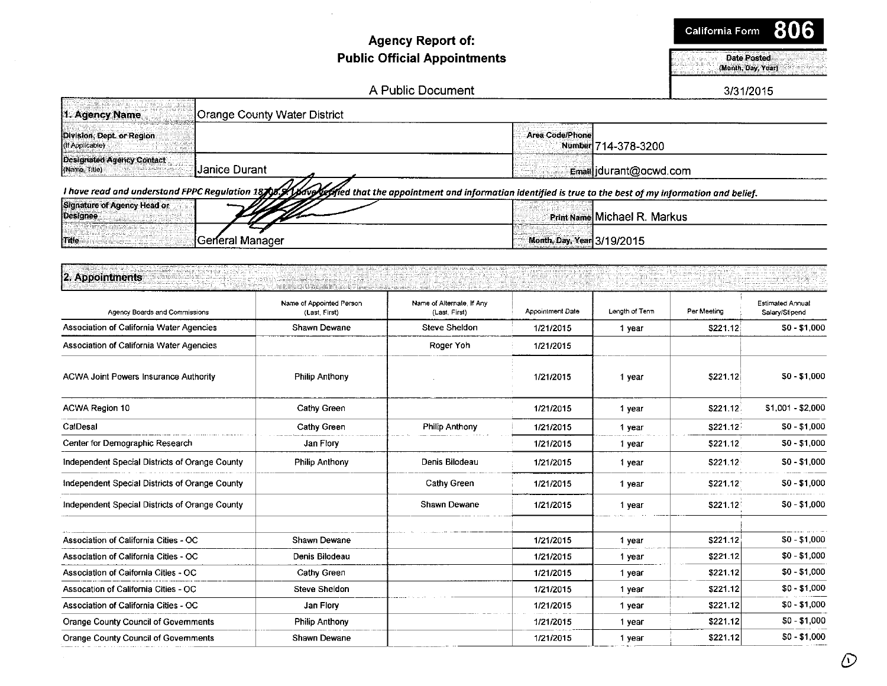California Form **806**

# Agency Report of:
# Public Official Appointments

A Public Document

| Date Posted (Month, Day, Year) |
|---|
| 3/31/2015 |

| | | | |
|---|---|---|---|
| **1. Agency Name** | Orange County Water District | | |
| **Division, Dept. or Region** (If Applicable) | | **Area Code/Phone Number** | 714-378-3200 |
| **Designated Agency Contact** (Name, Title) | Janice Durant | **Email** | jdurant@ocwd.com |

*I have read and understand FPPC Regulation 18705.5. I have verified that the appointment and information identified is true to the best of my information and belief.*

| | | | |
|---|---|---|---|
| **Signature of Agency Head or Designee** | | **Print Name** | Michael R. Markus |
| **Title** | General Manager | **Month, Day, Year** | 3/19/2015 |

## 2. Appointments

| Agency Boards and Commissions | Name of Appointed Person (Last, First) | Name of Alternate, If Any (Last, First) | Appointment Date | Length of Term | Per Meeting | Estimated Annual Salary/Stipend |
|---|---|---|---|---|---|---|
| Association of California Water Agencies | Shawn Dewane | Steve Sheldon | 1/21/2015 | 1 year | $221.12 | $0 - $1,000 |
| Association of California Water Agencies | | Roger Yoh | 1/21/2015 | | | |
| ACWA Joint Powers Insurance Authority | Philip Anthony | | 1/21/2015 | 1 year | $221.12 | $0 - $1,000 |
| ACWA Region 10 | Cathy Green | | 1/21/2015 | 1 year | $221.12 | $1,001 - $2,000 |
| CalDesal | Cathy Green | Philip Anthony | 1/21/2015 | 1 year | $221.12 | $0 - $1,000 |
| Center for Demographic Research | Jan Flory | | 1/21/2015 | 1 year | $221.12 | $0 - $1,000 |
| Independent Special Districts of Orange County | Philip Anthony | Denis Bilodeau | 1/21/2015 | 1 year | $221.12 | $0 - $1,000 |
| Independent Special Districts of Orange County | | Cathy Green | 1/21/2015 | 1 year | $221.12 | $0 - $1,000 |
| Independent Special Districts of Orange County | | Shawn Dewane | 1/21/2015 | 1 year | $221.12 | $0 - $1,000 |
| | | | | | | |
| Association of California Cities - OC | Shawn Dewane | | 1/21/2015 | 1 year | $221.12 | $0 - $1,000 |
| Association of California Cities - OC | Denis Bilodeau | | 1/21/2015 | 1 year | $221.12 | $0 - $1,000 |
| Association of Caifornia Cities - OC | Cathy Green | | 1/21/2015 | 1 year | $221.12 | $0 - $1,000 |
| Assocation of California Cities - OC | Steve Sheldon | | 1/21/2015 | 1 year | $221.12 | $0 - $1,000 |
| Association of California Cities - OC | Jan Flory | | 1/21/2015 | 1 year | $221.12 | $0 - $1,000 |
| Orange County Council of Governments | Philip Anthony | | 1/21/2015 | 1 year | $221.12 | $0 - $1,000 |
| Orange County Council of Governments | Shawn Dewane | | 1/21/2015 | 1 year | $221.12 | $0 - $1,000 |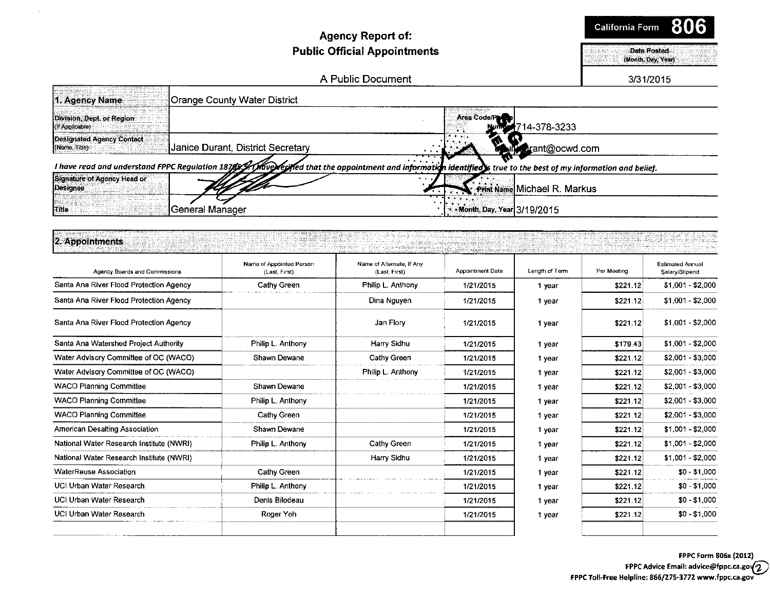# Agency Report of: Public Official Appointments

California Form **806**

A Public Document

| | |
|---|---|
| Date Posted (Month, Day, Year) | 3/31/2015 |

| | | | |
|---|---|---|---|
| **1. Agency Name** | Orange County Water District | | |
| Division, Dept. or Region (If Applicable) | | Area Code/Phone Number | 714-378-3233 |
| Designated Agency Contact (Name, Title) | Janice Durant, District Secretary | E-mail | jdurant@ocwd.com |

*I have read and understand FPPC Regulation 18705.5. I have verified that the appointment and information identified is true to the best of my information and belief.*

| | | | |
|---|---|---|---|
| Signature of Agency Head or Designee | | Print Name | Michael R. Markus |
| Title | General Manager | Month, Day, Year | 3/19/2015 |

## 2. Appointments

| Agency Boards and Commissions | Name of Appointed Person (Last, First) | Name of Alternate, if Any (Last, First) | Appointment Date | Length of Term | Per Meeting | Estimated Annual Salary/Stipend |
|---|---|---|---|---|---|---|
| Santa Ana River Flood Protection Agency | Cathy Green | Philip L. Anthony | 1/21/2015 | 1 year | $221.12 | $1,001 - $2,000 |
| Santa Ana River Flood Protection Agency | | Dina Nguyen | 1/21/2015 | 1 year | $221.12 | $1,001 - $2,000 |
| Santa Ana River Flood Protection Agency | | Jan Flory | 1/21/2015 | 1 year | $221.12 | $1,001 - $2,000 |
| Santa Ana Watershed Project Authority | Philip L. Anthony | Harry Sidhu | 1/21/2015 | 1 year | $179.43 | $1,001 - $2,000 |
| Water Advisory Committee of OC (WACO) | Shawn Dewane | Cathy Green | 1/21/2015 | 1 year | $221.12 | $2,001 - $3,000 |
| Water Advisory Committee of OC (WACO) | | Philip L. Anthony | 1/21/2015 | 1 year | $221.12 | $2,001 - $3,000 |
| WACO Planning Committee | Shawn Dewane | | 1/21/2015 | 1 year | $221.12 | $2,001 - $3,000 |
| WACO Planning Committee | Philip L. Anthony | | 1/21/2015 | 1 year | $221.12 | $2,001 - $3,000 |
| WACO Planning Committee | Cathy Green | | 1/21/2015 | 1 year | $221.12 | $2,001 - $3,000 |
| American Desalting Association | Shawn Dewane | | 1/21/2015 | 1 year | $221.12 | $1,001 - $2,000 |
| National Water Research Institute (NWRI) | Philip L. Anthony | Cathy Green | 1/21/2015 | 1 year | $221.12 | $1,001 - $2,000 |
| National Water Research Institute (NWRI) | | Harry Sidhu | 1/21/2015 | 1 year | $221.12 | $1,001 - $2,000 |
| WaterReuse Association | Cathy Green | | 1/21/2015 | 1 year | $221.12 | $0 - $1,000 |
| UCI Urban Water Research | Philip L. Anthony | | 1/21/2015 | 1 year | $221.12 | $0 - $1,000 |
| UCI Urban Water Research | Denis Bilodeau | | 1/21/2015 | 1 year | $221.12 | $0 - $1,000 |
| UCI Urban Water Research | Roger Yoh | | 1/21/2015 | 1 year | $221.12 | $0 - $1,000 |
| | | | | | | |

**FPPC Form 806x (2012)**
**FPPC Advice Email: advice@fppc.ca.gov**
**FPPC Toll-Free Helpline: 866/275-3772 www.fppc.ca.gov**